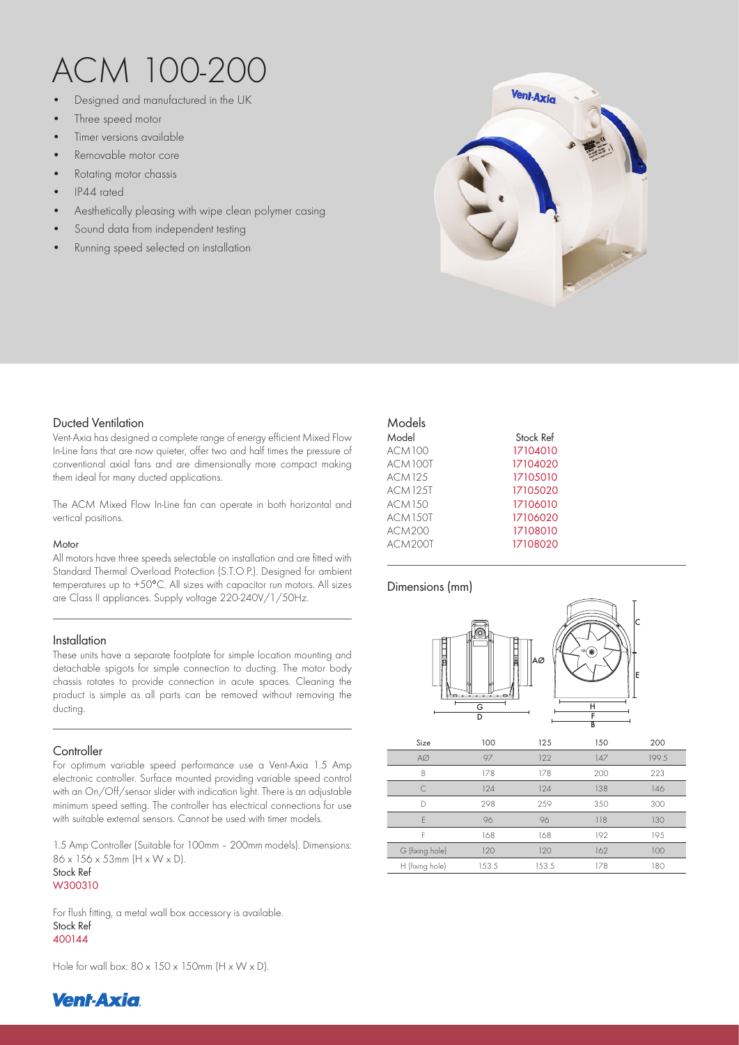# ACM 100-200

- Designed and manufactured in the UK
- Three speed motor
- Timer versions available
- Removable motor core
- Rotating motor chassis
- IP44 rated
- Aesthetically pleasing with wipe clean polymer casing
- Sound data from independent testing
- Running speed selected on installation

## Ducted Ventilation

Vent-Axia has designed a complete range of energy efficient Mixed Flow In-Line fans that are now quieter, offer two and half times the pressure of conventional axial fans and are dimensionally more compact making them ideal for many ducted applications.

The ACM Mixed Flow In-Line fan can operate in both horizontal and vertical positions.

### Motor

All motors have three speeds selectable on installation and are fitted with Standard Thermal Overload Protection (S.T.O.P.). Designed for ambient temperatures up to +50°C. All sizes with capacitor run motors. All sizes are Class II appliances. Supply voltage 220-240V/1/50Hz.

## Installation

These units have a separate footplate for simple location mounting and detachable spigots for simple connection to ducting. The motor body chassis rotates to provide connection in acute spaces. Cleaning the product is simple as all parts can be removed without removing the ducting.

## Controller

For optimum variable speed performance use a Vent-Axia 1.5 Amp electronic controller. Surface mounted providing variable speed control with an On/Off/sensor slider with indication light. There is an adjustable minimum speed setting. The controller has electrical connections for use with suitable external sensors. Cannot be used with timer models.

1.5 Amp Controller (Suitable for 100mm – 200mm models). Dimensions: 86 x 156 x 53mm (H x W x D).
Stock Ref
W300310

For flush fitting, a metal wall box accessory is available.
Stock Ref
400144

Hole for wall box: 80 x 150 x 150mm (H x W x D).

## Models

| Model | Stock Ref |
|---|---|
| ACM100 | 17104010 |
| ACM100T | 17104020 |
| ACM125 | 17105010 |
| ACM125T | 17105020 |
| ACM150 | 17106010 |
| ACM150T | 17106020 |
| ACM200 | 17108010 |
| ACM200T | 17108020 |

## Dimensions (mm)

| Size | 100 | 125 | 150 | 200 |
|---|---|---|---|---|
| AØ | 97 | 122 | 147 | 199.5 |
| B | 178 | 178 | 200 | 223 |
| C | 124 | 124 | 138 | 146 |
| D | 298 | 259 | 350 | 300 |
| E | 96 | 96 | 118 | 130 |
| F | 168 | 168 | 192 | 195 |
| G (fixing hole) | 120 | 120 | 162 | 100 |
| H (fixing hole) | 153.5 | 153.5 | 178 | 180 |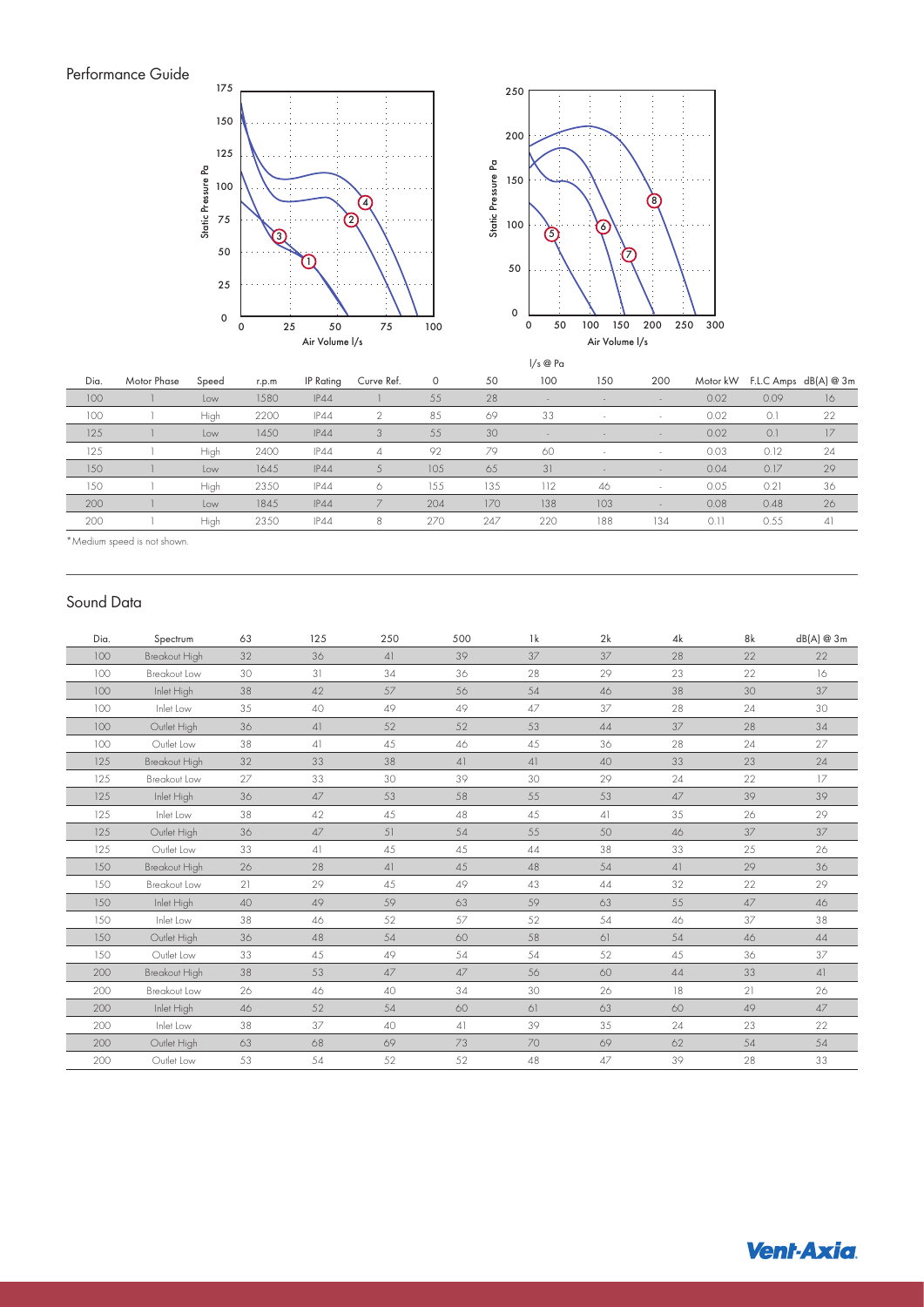## Performance Guide

Static Pressure Pa

175
150
125
100
75
50
25
0

0 25 50 75 100

Air Volume l/s

1 2 3 4

Static Pressure Pa

250
200
150
100
50
0

0 50 100 150 200 250 300

Air Volume l/s

5 6 7 8

| Dia. | Motor Phase | Speed | r.p.m | IP Rating | Curve Ref. | l/s @ Pa 0 | 50 | 100 | 150 | 200 | Motor kW | F.L.C Amps | dB(A) @ 3m |
|---|---|---|---|---|---|---|---|---|---|---|---|---|---|
| 100 | 1 | Low | 1580 | IP44 | 1 | 55 | 28 | - | - | - | 0.02 | 0.09 | 16 |
| 100 | 1 | High | 2200 | IP44 | 2 | 85 | 69 | 33 | - | - | 0.02 | 0.1 | 22 |
| 125 | 1 | Low | 1450 | IP44 | 3 | 55 | 30 | - | - | - | 0.02 | 0.1 | 17 |
| 125 | 1 | High | 2400 | IP44 | 4 | 92 | 79 | 60 | - | - | 0.03 | 0.12 | 24 |
| 150 | 1 | Low | 1645 | IP44 | 5 | 105 | 65 | 31 | - | - | 0.04 | 0.17 | 29 |
| 150 | 1 | High | 2350 | IP44 | 6 | 155 | 135 | 112 | 46 | - | 0.05 | 0.21 | 36 |
| 200 | 1 | Low | 1845 | IP44 | 7 | 204 | 170 | 138 | 103 | - | 0.08 | 0.48 | 26 |
| 200 | 1 | High | 2350 | IP44 | 8 | 270 | 247 | 220 | 188 | 134 | 0.11 | 0.55 | 41 |

*Medium speed is not shown.

## Sound Data

| Dia. | Spectrum | 63 | 125 | 250 | 500 | 1k | 2k | 4k | 8k | dB(A) @ 3m |
|---|---|---|---|---|---|---|---|---|---|---|
| 100 | Breakout High | 32 | 36 | 41 | 39 | 37 | 37 | 28 | 22 | 22 |
| 100 | Breakout Low | 30 | 31 | 34 | 36 | 28 | 29 | 23 | 22 | 16 |
| 100 | Inlet High | 38 | 42 | 57 | 56 | 54 | 46 | 38 | 30 | 37 |
| 100 | Inlet Low | 35 | 40 | 49 | 49 | 47 | 37 | 28 | 24 | 30 |
| 100 | Outlet High | 36 | 41 | 52 | 52 | 53 | 44 | 37 | 28 | 34 |
| 100 | Outlet Low | 38 | 41 | 45 | 46 | 45 | 36 | 28 | 24 | 27 |
| 125 | Breakout High | 32 | 33 | 38 | 41 | 41 | 40 | 33 | 23 | 24 |
| 125 | Breakout Low | 27 | 33 | 30 | 39 | 30 | 29 | 24 | 22 | 17 |
| 125 | Inlet High | 36 | 47 | 53 | 58 | 55 | 53 | 47 | 39 | 39 |
| 125 | Inlet Low | 38 | 42 | 45 | 48 | 45 | 41 | 35 | 26 | 29 |
| 125 | Outlet High | 36 | 47 | 51 | 54 | 55 | 50 | 46 | 37 | 37 |
| 125 | Outlet Low | 33 | 41 | 45 | 45 | 44 | 38 | 33 | 25 | 26 |
| 150 | Breakout High | 26 | 28 | 41 | 45 | 48 | 54 | 41 | 29 | 36 |
| 150 | Breakout Low | 21 | 29 | 45 | 49 | 43 | 44 | 32 | 22 | 29 |
| 150 | Inlet High | 40 | 49 | 59 | 63 | 59 | 63 | 55 | 47 | 46 |
| 150 | Inlet Low | 38 | 46 | 52 | 57 | 52 | 54 | 46 | 37 | 38 |
| 150 | Outlet High | 36 | 48 | 54 | 60 | 58 | 61 | 54 | 46 | 44 |
| 150 | Outlet Low | 33 | 45 | 49 | 54 | 54 | 52 | 45 | 36 | 37 |
| 200 | Breakout High | 38 | 53 | 47 | 47 | 56 | 60 | 44 | 33 | 41 |
| 200 | Breakout Low | 26 | 46 | 40 | 34 | 30 | 26 | 18 | 21 | 26 |
| 200 | Inlet High | 46 | 52 | 54 | 60 | 61 | 63 | 60 | 49 | 47 |
| 200 | Inlet Low | 38 | 37 | 40 | 41 | 39 | 35 | 24 | 23 | 22 |
| 200 | Outlet High | 63 | 68 | 69 | 73 | 70 | 69 | 62 | 54 | 54 |
| 200 | Outlet Low | 53 | 54 | 52 | 52 | 48 | 47 | 39 | 28 | 33 |